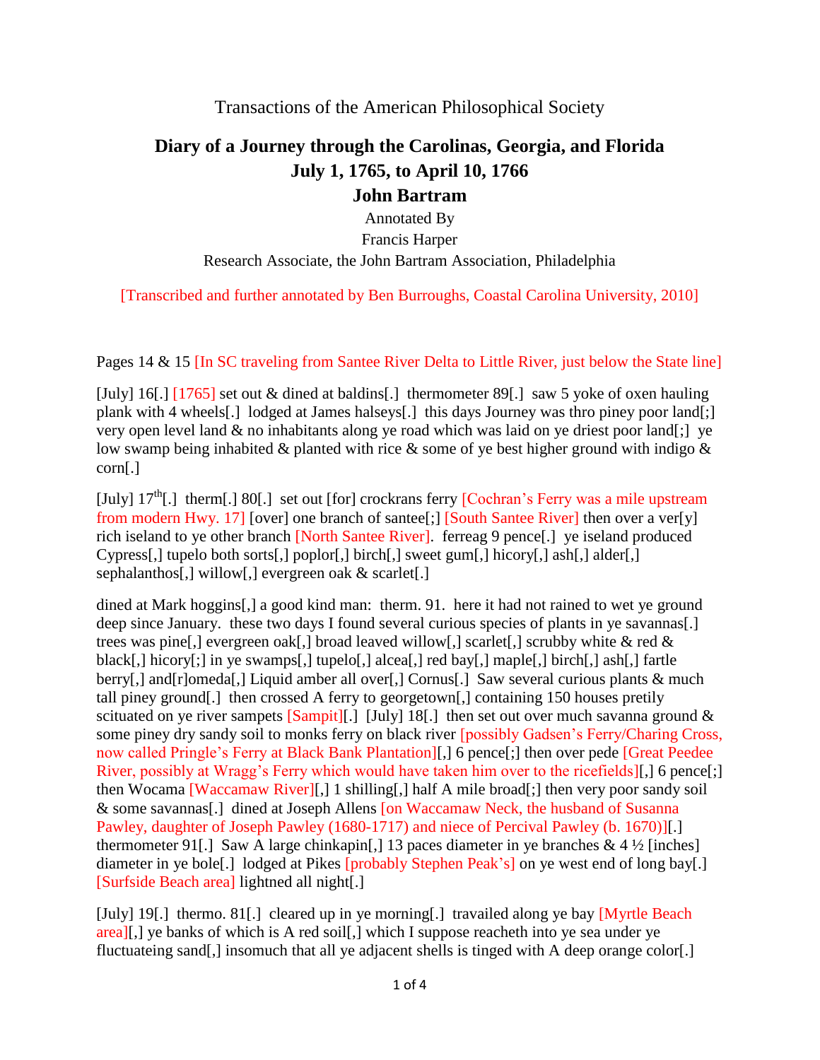Transactions of the American Philosophical Society

# Diary of a Journey through the Carolinas, Georgia, and Florida
## July 1, 1765, to April 10, 1766
## John Bartram

Annotated By

Francis Harper

Research Associate, the John Bartram Association, Philadelphia

[Transcribed and further annotated by Ben Burroughs, Coastal Carolina University, 2010]

Pages 14 & 15 [In SC traveling from Santee River Delta to Little River, just below the State line]

[July] 16[.] [1765] set out & dined at baldins[.] thermometer 89[.] saw 5 yoke of oxen hauling plank with 4 wheels[.] lodged at James halseys[.] this days Journey was thro piney poor land[;] very open level land & no inhabitants along ye road which was laid on ye driest poor land[;] ye low swamp being inhabited & planted with rice & some of ye best higher ground with indigo & corn[.]

[July] 17th[.] therm[.] 80[.] set out [for] crockrans ferry [Cochran's Ferry was a mile upstream from modern Hwy. 17] [over] one branch of santee[;] [South Santee River] then over a ver[y] rich iseland to ye other branch [North Santee River]. ferreag 9 pence[.] ye iseland produced Cypress[,] tupelo both sorts[,] poplor[,] birch[,] sweet gum[,] hicory[,] ash[,] alder[,] sephalanthos[,] willow[,] evergreen oak & scarlet[.]

dined at Mark hoggins[,] a good kind man: therm. 91. here it had not rained to wet ye ground deep since January. these two days I found several curious species of plants in ye savannas[.] trees was pine[,] evergreen oak[,] broad leaved willow[,] scarlet[,] scrubby white & red & black[,] hicory[;] in ye swamps[,] tupelo[,] alcea[,] red bay[,] maple[,] birch[,] ash[,] fartle berry[,] and[r]omeda[,] Liquid amber all over[,] Cornus[.] Saw several curious plants & much tall piney ground[.] then crossed A ferry to georgetown[,] containing 150 houses pretily scituated on ye river sampets [Sampit][.] [July] 18[.] then set out over much savanna ground & some piney dry sandy soil to monks ferry on black river [possibly Gadsen's Ferry/Charing Cross, now called Pringle's Ferry at Black Bank Plantation][,] 6 pence[;] then over pede [Great Peedee River, possibly at Wragg's Ferry which would have taken him over to the ricefields][,] 6 pence[;] then Wocama [Waccamaw River][,] 1 shilling[,] half A mile broad[;] then very poor sandy soil & some savannas[.] dined at Joseph Allens [on Waccamaw Neck, the husband of Susanna Pawley, daughter of Joseph Pawley (1680-1717) and niece of Percival Pawley (b. 1670)][.] thermometer 91[.] Saw A large chinkapin[,] 13 paces diameter in ye branches & 4 ½ [inches] diameter in ye bole[.] lodged at Pikes [probably Stephen Peak's] on ye west end of long bay[.] [Surfside Beach area] lightned all night[.]

[July] 19[.] thermo. 81[.] cleared up in ye morning[.] travailed along ye bay [Myrtle Beach area][,] ye banks of which is A red soil[,] which I suppose reacheth into ye sea under ye fluctuateing sand[,] insomuch that all ye adjacent shells is tinged with A deep orange color[.]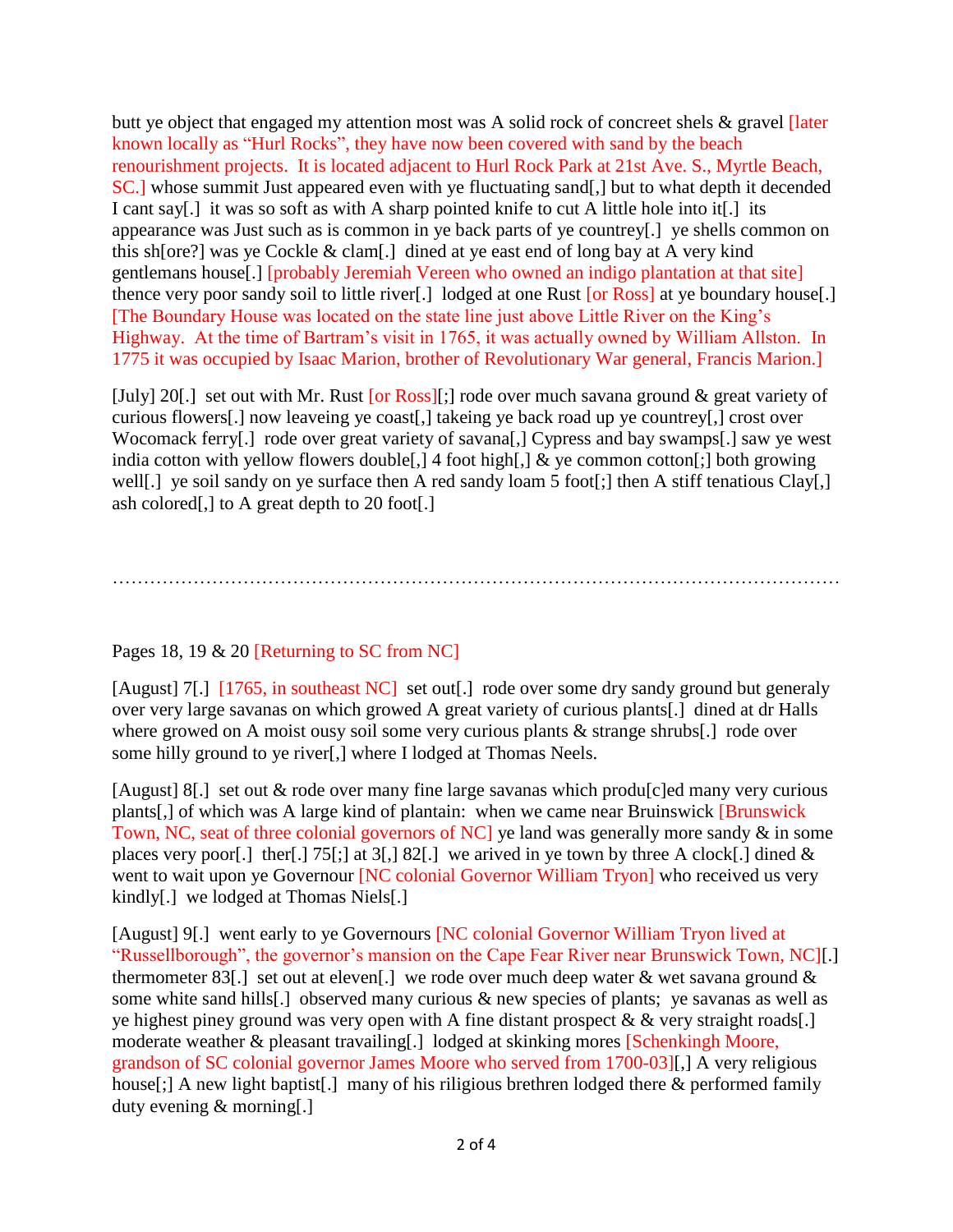butt ye object that engaged my attention most was A solid rock of concreet shels & gravel [later known locally as "Hurl Rocks", they have now been covered with sand by the beach renourishment projects. It is located adjacent to Hurl Rock Park at 21st Ave. S., Myrtle Beach, SC.] whose summit Just appeared even with ye fluctuating sand[,] but to what depth it decended I cant say[.] it was so soft as with A sharp pointed knife to cut A little hole into it[.] its appearance was Just such as is common in ye back parts of ye countrey[.] ye shells common on this sh[ore?] was ye Cockle & clam[.] dined at ye east end of long bay at A very kind gentlemans house[.] [probably Jeremiah Vereen who owned an indigo plantation at that site] thence very poor sandy soil to little river[.] lodged at one Rust [or Ross] at ye boundary house[.] [The Boundary House was located on the state line just above Little River on the King's Highway. At the time of Bartram's visit in 1765, it was actually owned by William Allston. In 1775 it was occupied by Isaac Marion, brother of Revolutionary War general, Francis Marion.]

[July] 20[.] set out with Mr. Rust [or Ross][;] rode over much savana ground & great variety of curious flowers[.] now leaveing ye coast[,] takeing ye back road up ye countrey[,] crost over Wocomack ferry[.] rode over great variety of savana[,] Cypress and bay swamps[.] saw ye west india cotton with yellow flowers double[,] 4 foot high[,] & ye common cotton[;] both growing well[.] ye soil sandy on ye surface then A red sandy loam 5 foot[;] then A stiff tenatious Clay[,] ash colored[,] to A great depth to 20 foot[.]

……………………………………………………………………………………………………

Pages 18, 19 & 20 [Returning to SC from NC]

[August] 7[.] [1765, in southeast NC] set out[.] rode over some dry sandy ground but generaly over very large savanas on which growed A great variety of curious plants[.] dined at dr Halls where growed on A moist ousy soil some very curious plants & strange shrubs[.] rode over some hilly ground to ye river[,] where I lodged at Thomas Neels.

[August] 8[.] set out & rode over many fine large savanas which produ[c]ed many very curious plants[,] of which was A large kind of plantain: when we came near Bruinswick [Brunswick Town, NC, seat of three colonial governors of NC] ye land was generally more sandy & in some places very poor[.] ther[.] 75[;] at 3[,] 82[.] we arived in ye town by three A clock[.] dined & went to wait upon ye Governour [NC colonial Governor William Tryon] who received us very kindly[.] we lodged at Thomas Niels[.]

[August] 9[.] went early to ye Governours [NC colonial Governor William Tryon lived at "Russellborough", the governor's mansion on the Cape Fear River near Brunswick Town, NC][.] thermometer 83[.] set out at eleven[.] we rode over much deep water & wet savana ground & some white sand hills[.] observed many curious & new species of plants; ye savanas as well as ye highest piney ground was very open with A fine distant prospect & & very straight roads[.] moderate weather & pleasant travailing[.] lodged at skinking mores [Schenkingh Moore, grandson of SC colonial governor James Moore who served from 1700-03][,] A very religious house[;] A new light baptist[.] many of his riligious brethren lodged there & performed family duty evening & morning[.]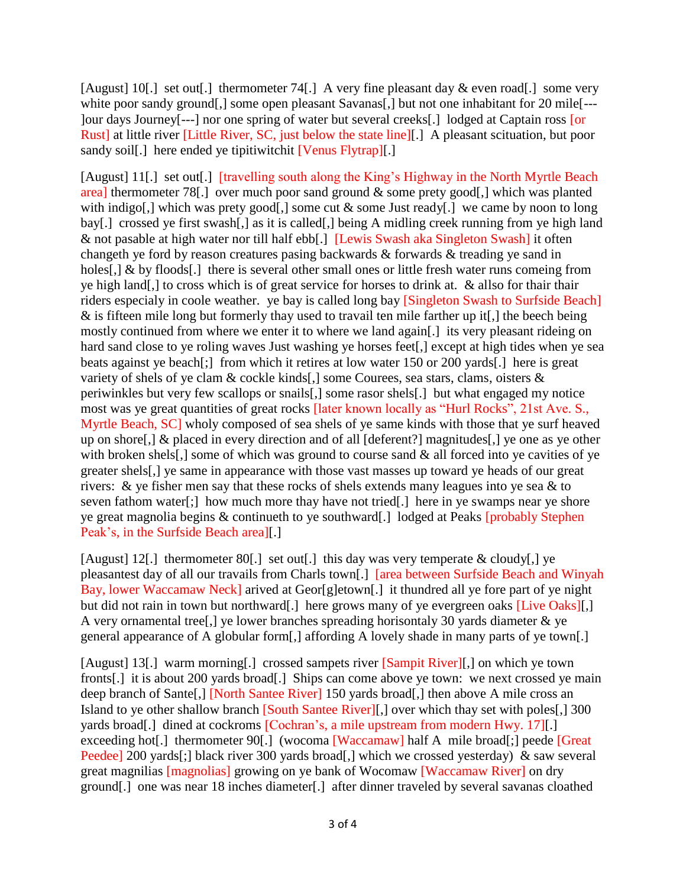[August] 10[.] set out[.] thermometer 74[.] A very fine pleasant day & even road[.] some very white poor sandy ground[,] some open pleasant Savanas[,] but not one inhabitant for 20 mile[---]our days Journey[---] nor one spring of water but several creeks[.] lodged at Captain ross [or Rust] at little river [Little River, SC, just below the state line][.] A pleasant scituation, but poor sandy soil[.] here ended ye tipitiwitchit [Venus Flytrap][.]

[August] 11[.] set out[.] [travelling south along the King's Highway in the North Myrtle Beach area] thermometer 78[.] over much poor sand ground & some prety good[,] which was planted with indigo[,] which was prety good[,] some cut & some Just ready[.] we came by noon to long bay[.] crossed ye first swash[,] as it is called[,] being A midling creek running from ye high land & not pasable at high water nor till half ebb[.] [Lewis Swash aka Singleton Swash] it often changeth ye ford by reason creatures pasing backwards & forwards & treading ye sand in holes[,] & by floods[.] there is several other small ones or little fresh water runs comeing from ye high land[,] to cross which is of great service for horses to drink at. & allso for thair thair riders especialy in coole weather. ye bay is called long bay [Singleton Swash to Surfside Beach] & is fifteen mile long but formerly thay used to travail ten mile farther up it[,] the beech being mostly continued from where we enter it to where we land again[.] its very pleasant rideing on hard sand close to ye roling waves Just washing ye horses feet[,] except at high tides when ye sea beats against ye beach[;] from which it retires at low water 150 or 200 yards[.] here is great variety of shels of ye clam & cockle kinds[,] some Courees, sea stars, clams, oisters & periwinkles but very few scallops or snails[,] some rasor shels[.] but what engaged my notice most was ye great quantities of great rocks [later known locally as "Hurl Rocks", 21st Ave. S., Myrtle Beach, SC] wholy composed of sea shels of ye same kinds with those that ye surf heaved up on shore[,] & placed in every direction and of all [deferent?] magnitudes[,] ye one as ye other with broken shels[,] some of which was ground to course sand & all forced into ye cavities of ye greater shels[,] ye same in appearance with those vast masses up toward ye heads of our great rivers: & ye fisher men say that these rocks of shels extends many leagues into ye sea & to seven fathom water[;] how much more thay have not tried[.] here in ye swamps near ye shore ye great magnolia begins & continueth to ye southward[.] lodged at Peaks [probably Stephen Peak's, in the Surfside Beach area][.]

[August] 12[.] thermometer 80[.] set out[.] this day was very temperate & cloudy[,] ye pleasantest day of all our travails from Charls town[.] [area between Surfside Beach and Winyah Bay, lower Waccamaw Neck] arived at Geor[g]etown[.] it thundred all ye fore part of ye night but did not rain in town but northward[.] here grows many of ye evergreen oaks [Live Oaks][,] A very ornamental tree[,] ye lower branches spreading horisontaly 30 yards diameter & ye general appearance of A globular form[,] affording A lovely shade in many parts of ye town[.]

[August] 13[.] warm morning[.] crossed sampets river [Sampit River][,] on which ye town fronts[.] it is about 200 yards broad[.] Ships can come above ye town: we next crossed ye main deep branch of Sante[,] [North Santee River] 150 yards broad[,] then above A mile cross an Island to ye other shallow branch [South Santee River][,] over which thay set with poles[,] 300 yards broad[.] dined at cockroms [Cochran's, a mile upstream from modern Hwy. 17][.] exceeding hot[.] thermometer 90[.] (wocoma [Waccamaw] half A mile broad[;] peede [Great Peedee] 200 yards[;] black river 300 yards broad[,] which we crossed yesterday) & saw several great magnilias [magnolias] growing on ye bank of Wocomaw [Waccamaw River] on dry ground[.] one was near 18 inches diameter[.] after dinner traveled by several savanas cloathed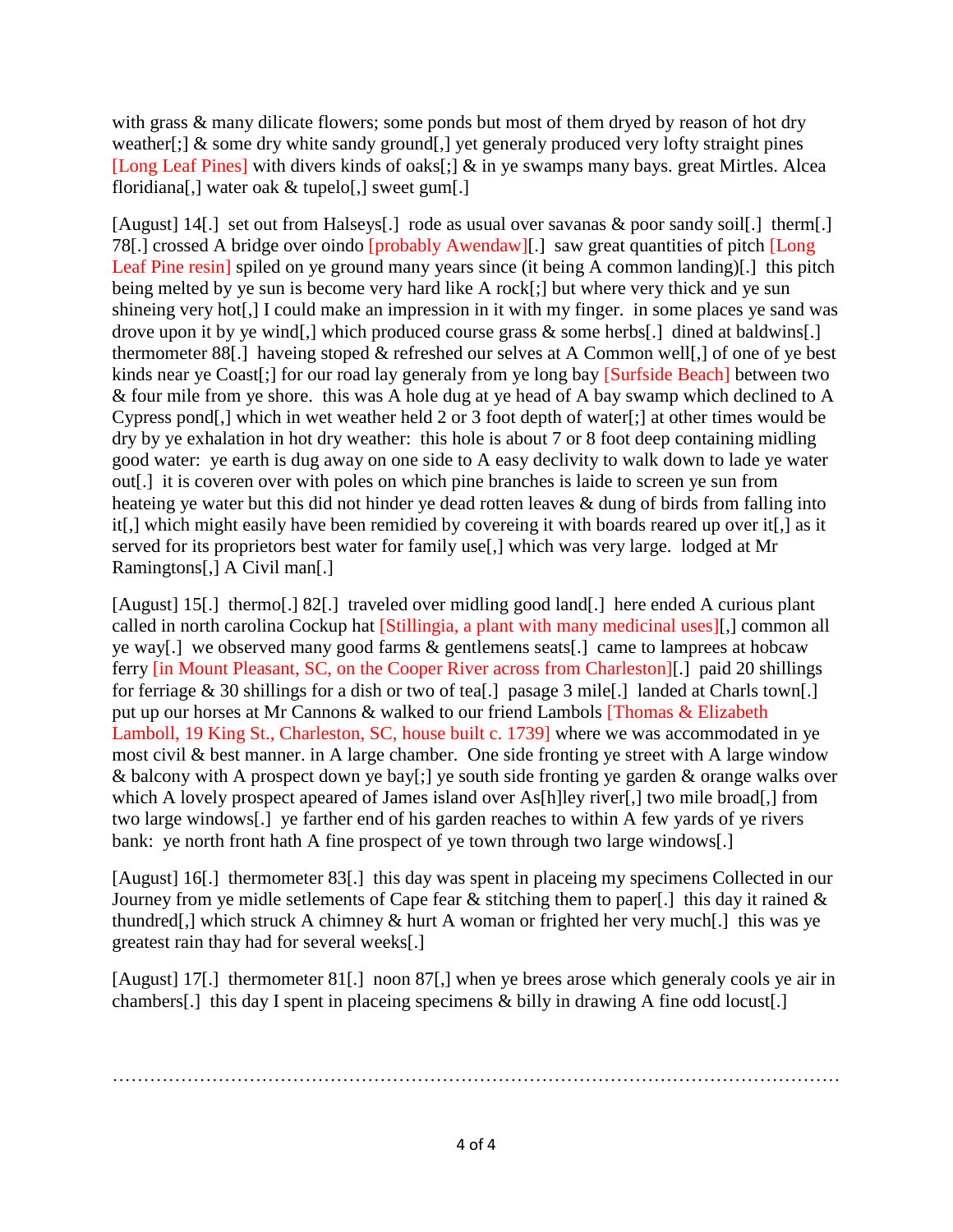with grass & many dilicate flowers; some ponds but most of them dryed by reason of hot dry weather[;] & some dry white sandy ground[,] yet generaly produced very lofty straight pines [Long Leaf Pines] with divers kinds of oaks[;] & in ye swamps many bays. great Mirtles. Alcea floridiana[,] water oak & tupelo[,] sweet gum[.]

[August] 14[.] set out from Halseys[.] rode as usual over savanas & poor sandy soil[.] therm[.] 78[.] crossed A bridge over oindo [probably Awendaw][.] saw great quantities of pitch [Long Leaf Pine resin] spiled on ye ground many years since (it being A common landing)[.] this pitch being melted by ye sun is become very hard like A rock[;] but where very thick and ye sun shineing very hot[,] I could make an impression in it with my finger. in some places ye sand was drove upon it by ye wind[,] which produced course grass & some herbs[.] dined at baldwins[.] thermometer 88[.] haveing stoped & refreshed our selves at A Common well[,] of one of ye best kinds near ye Coast[;] for our road lay generaly from ye long bay [Surfside Beach] between two & four mile from ye shore. this was A hole dug at ye head of A bay swamp which declined to A Cypress pond[,] which in wet weather held 2 or 3 foot depth of water[;] at other times would be dry by ye exhalation in hot dry weather: this hole is about 7 or 8 foot deep containing midling good water: ye earth is dug away on one side to A easy declivity to walk down to lade ye water out[.] it is coveren over with poles on which pine branches is laide to screen ye sun from heateing ye water but this did not hinder ye dead rotten leaves & dung of birds from falling into it[,] which might easily have been remidied by covereing it with boards reared up over it[,] as it served for its proprietors best water for family use[,] which was very large. lodged at Mr Ramingtons[,] A Civil man[.]

[August] 15[.] thermo[.] 82[.] traveled over midling good land[.] here ended A curious plant called in north carolina Cockup hat [Stillingia, a plant with many medicinal uses][,] common all ye way[.] we observed many good farms & gentlemens seats[.] came to lamprees at hobcaw ferry [in Mount Pleasant, SC, on the Cooper River across from Charleston][.] paid 20 shillings for ferriage & 30 shillings for a dish or two of tea[.] pasage 3 mile[.] landed at Charls town[.] put up our horses at Mr Cannons & walked to our friend Lambols [Thomas & Elizabeth Lamboll, 19 King St., Charleston, SC, house built c. 1739] where we was accommodated in ye most civil & best manner. in A large chamber. One side fronting ye street with A large window & balcony with A prospect down ye bay[;] ye south side fronting ye garden & orange walks over which A lovely prospect apeared of James island over As[h]ley river[,] two mile broad[,] from two large windows[.] ye farther end of his garden reaches to within A few yards of ye rivers bank: ye north front hath A fine prospect of ye town through two large windows[.]

[August] 16[.] thermometer 83[.] this day was spent in placeing my specimens Collected in our Journey from ye midle setlements of Cape fear & stitching them to paper[.] this day it rained & thundred[,] which struck A chimney & hurt A woman or frighted her very much[.] this was ye greatest rain thay had for several weeks[.]

[August] 17[.] thermometer 81[.] noon 87[,] when ye brees arose which generaly cools ye air in chambers[.] this day I spent in placeing specimens & billy in drawing A fine odd locust[.]

…………………………………………………………………………………………………………